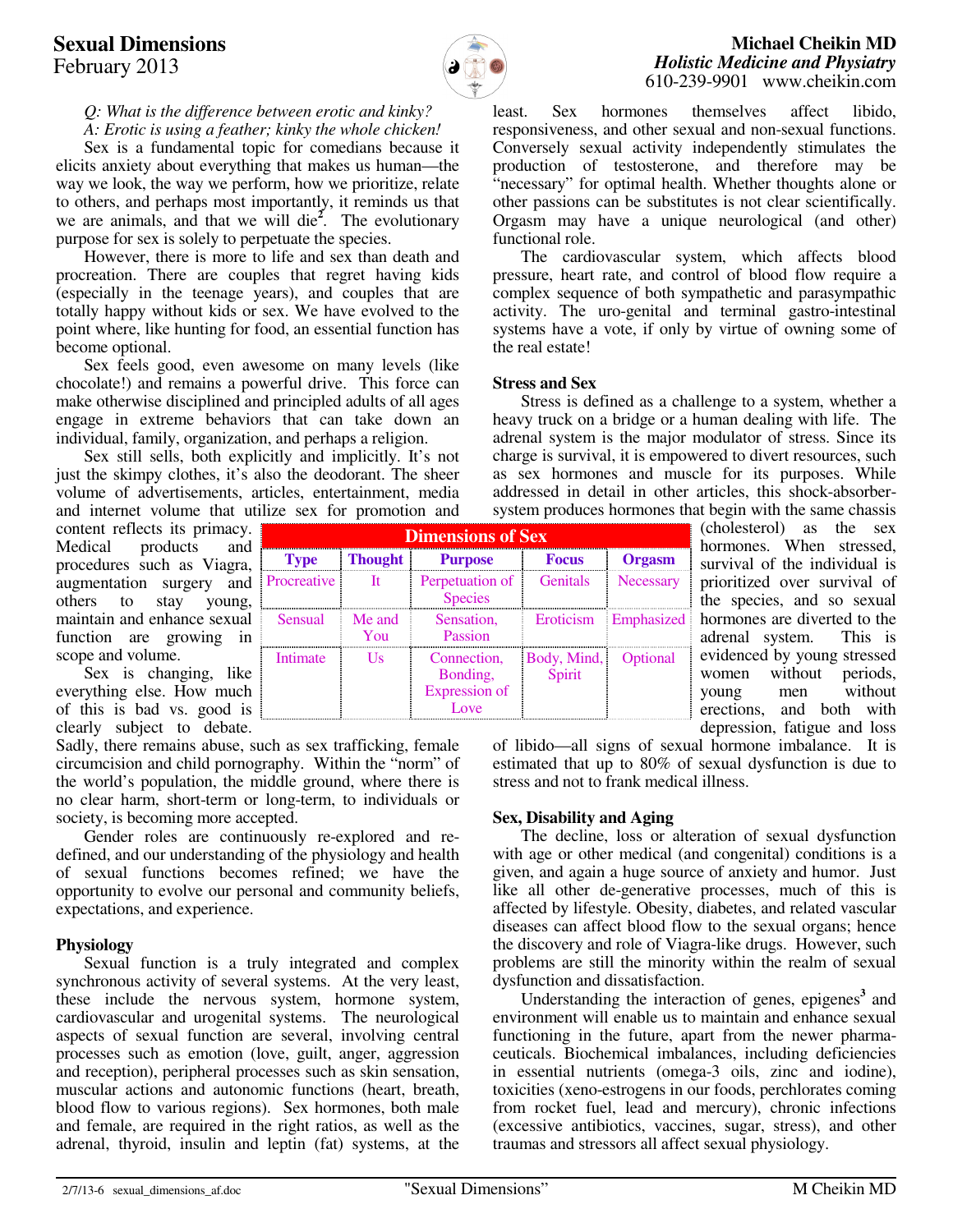# Sexual Dimensions

February 2013

**Michael Cheikin MD**
*Holistic Medicine and Physiatry*
610-239-9901 www.cheikin.com

*Q: What is the difference between erotic and kinky?*
*A: Erotic is using a feather; kinky the whole chicken!*

Sex is a fundamental topic for comedians because it elicits anxiety about everything that makes us human—the way we look, the way we perform, how we prioritize, relate to others, and perhaps most importantly, it reminds us that we are animals, and that we will die[2]. The evolutionary purpose for sex is solely to perpetuate the species.

However, there is more to life and sex than death and procreation. There are couples that regret having kids (especially in the teenage years), and couples that are totally happy without kids or sex. We have evolved to the point where, like hunting for food, an essential function has become optional.

Sex feels good, even awesome on many levels (like chocolate!) and remains a powerful drive. This force can make otherwise disciplined and principled adults of all ages engage in extreme behaviors that can take down an individual, family, organization, and perhaps a religion.

Sex still sells, both explicitly and implicitly. It's not just the skimpy clothes, it's also the deodorant. The sheer volume of advertisements, articles, entertainment, media and internet volume that utilize sex for promotion and content reflects its primacy. Medical products and procedures such as Viagra, augmentation surgery and others to stay young, maintain and enhance sexual function are growing in scope and volume.

| Dimensions of Sex | | | | |
|---|---|---|---|---|
| **Type** | **Thought** | **Purpose** | **Focus** | **Orgasm** |
| Procreative | It | Perpetuation of Species | Genitals | Necessary |
| Sensual | Me and You | Sensation, Passion | Eroticism | Emphasized |
| Intimate | Us | Connection, Bonding, Expression of Love | Body, Mind, Spirit | Optional |

Sex is changing, like everything else. How much of this is bad vs. good is clearly subject to debate. Sadly, there remains abuse, such as sex trafficking, female circumcision and child pornography. Within the "norm" of the world's population, the middle ground, where there is no clear harm, short-term or long-term, to individuals or society, is becoming more accepted.

Gender roles are continuously re-explored and re-defined, and our understanding of the physiology and health of sexual functions becomes refined; we have the opportunity to evolve our personal and community beliefs, expectations, and experience.

### Physiology

Sexual function is a truly integrated and complex synchronous activity of several systems. At the very least, these include the nervous system, hormone system, cardiovascular and urogenital systems. The neurological aspects of sexual function are several, involving central processes such as emotion (love, guilt, anger, aggression and reception), peripheral processes such as skin sensation, muscular actions and autonomic functions (heart, breath, blood flow to various regions). Sex hormones, both male and female, are required in the right ratios, as well as the adrenal, thyroid, insulin and leptin (fat) systems, at the least. Sex hormones themselves affect libido, responsiveness, and other sexual and non-sexual functions. Conversely sexual activity independently stimulates the production of testosterone, and therefore may be "necessary" for optimal health. Whether thoughts alone or other passions can be substitutes is not clear scientifically. Orgasm may have a unique neurological (and other) functional role.

The cardiovascular system, which affects blood pressure, heart rate, and control of blood flow require a complex sequence of both sympathetic and parasympathetic activity. The uro-genital and terminal gastro-intestinal systems have a vote, if only by virtue of owning some of the real estate!

### Stress and Sex

Stress is defined as a challenge to a system, whether a heavy truck on a bridge or a human dealing with life. The adrenal system is the major modulator of stress. Since its charge is survival, it is empowered to divert resources, such as sex hormones and muscle for its purposes. While addressed in detail in other articles, this shock-absorber-system produces hormones that begin with the same chassis (cholesterol) as the sex hormones. When stressed, survival of the individual is prioritized over survival of the species, and so sexual hormones are diverted to the adrenal system. This is evidenced by young stressed women without periods, young men without erections, and both with depression, fatigue and loss of libido—all signs of sexual hormone imbalance. It is estimated that up to 80% of sexual dysfunction is due to stress and not to frank medical illness.

### Sex, Disability and Aging

The decline, loss or alteration of sexual dysfunction with age or other medical (and congenital) conditions is a given, and again a huge source of anxiety and humor. Just like all other de-generative processes, much of this is affected by lifestyle. Obesity, diabetes, and related vascular diseases can affect blood flow to the sexual organs; hence the discovery and role of Viagra-like drugs. However, such problems are still the minority within the realm of sexual dysfunction and dissatisfaction.

Understanding the interaction of genes, epigenes[3] and environment will enable us to maintain and enhance sexual functioning in the future, apart from the newer pharmaceuticals. Biochemical imbalances, including deficiencies in essential nutrients (omega-3 oils, zinc and iodine), toxicities (xeno-estrogens in our foods, perchlorates coming from rocket fuel, lead and mercury), chronic infections (excessive antibiotics, vaccines, sugar, stress), and other traumas and stressors all affect sexual physiology.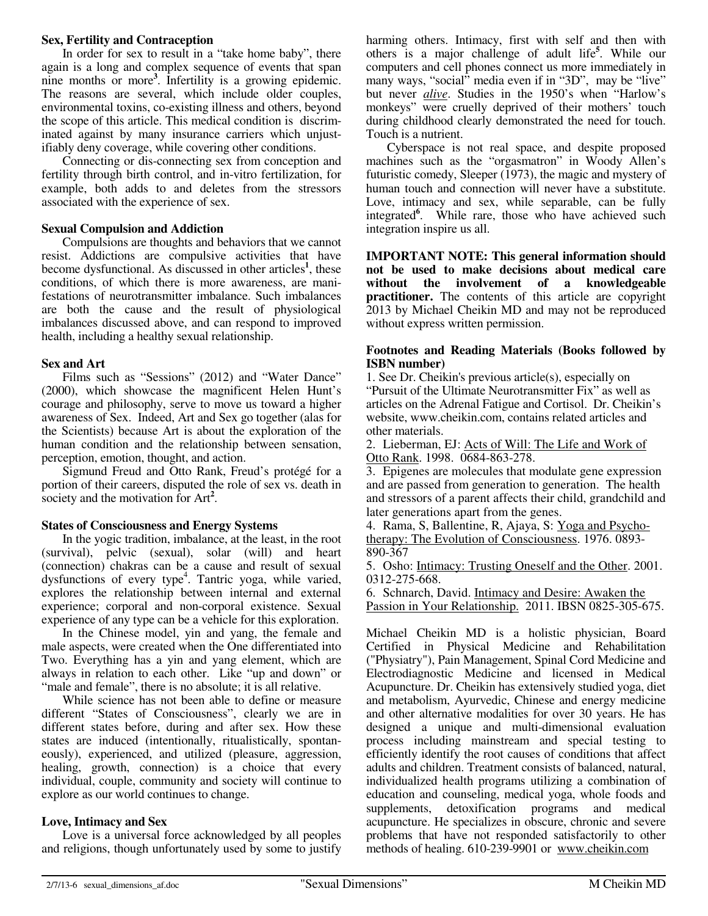### Sex, Fertility and Contraception

In order for sex to result in a "take home baby", there again is a long and complex sequence of events that span nine months or more[3]. Infertility is a growing epidemic. The reasons are several, which include older couples, environmental toxins, co-existing illness and others, beyond the scope of this article. This medical condition is discriminated against by many insurance carriers which unjustifiably deny coverage, while covering other conditions.

Connecting or dis-connecting sex from conception and fertility through birth control, and in-vitro fertilization, for example, both adds to and deletes from the stressors associated with the experience of sex.

### Sexual Compulsion and Addiction

Compulsions are thoughts and behaviors that we cannot resist. Addictions are compulsive activities that have become dysfunctional. As discussed in other articles[1], these conditions, of which there is more awareness, are manifestations of neurotransmitter imbalance. Such imbalances are both the cause and the result of physiological imbalances discussed above, and can respond to improved health, including a healthy sexual relationship.

### Sex and Art

Films such as "Sessions" (2012) and "Water Dance" (2000), which showcase the magnificent Helen Hunt's courage and philosophy, serve to move us toward a higher awareness of Sex. Indeed, Art and Sex go together (alas for the Scientists) because Art is about the exploration of the human condition and the relationship between sensation, perception, emotion, thought, and action.

Sigmund Freud and Otto Rank, Freud's protégé for a portion of their careers, disputed the role of sex vs. death in society and the motivation for Art[2].

### States of Consciousness and Energy Systems

In the yogic tradition, imbalance, at the least, in the root (survival), pelvic (sexual), solar (will) and heart (connection) chakras can be a cause and result of sexual dysfunctions of every type[4]. Tantric yoga, while varied, explores the relationship between internal and external experience; corporal and non-corporal existence. Sexual experience of any type can be a vehicle for this exploration.

In the Chinese model, yin and yang, the female and male aspects, were created when the One differentiated into Two. Everything has a yin and yang element, which are always in relation to each other. Like "up and down" or "male and female", there is no absolute; it is all relative.

While science has not been able to define or measure different "States of Consciousness", clearly we are in different states before, during and after sex. How these states are induced (intentionally, ritualistically, spontaneously), experienced, and utilized (pleasure, aggression, healing, growth, connection) is a choice that every individual, couple, community and society will continue to explore as our world continues to change.

### Love, Intimacy and Sex

Love is a universal force acknowledged by all peoples and religions, though unfortunately used by some to justify harming others. Intimacy, first with self and then with others is a major challenge of adult life[5]. While our computers and cell phones connect us more immediately in many ways, "social" media even if in "3D", may be "live" but never *alive*. Studies in the 1950's when "Harlow's monkeys" were cruelly deprived of their mothers' touch during childhood clearly demonstrated the need for touch. Touch is a nutrient.

Cyberspace is not real space, and despite proposed machines such as the "orgasmatron" in Woody Allen's futuristic comedy, Sleeper (1973), the magic and mystery of human touch and connection will never have a substitute. Love, intimacy and sex, while separable, can be fully integrated[6]. While rare, those who have achieved such integration inspire us all.

**IMPORTANT NOTE: This general information should not be used to make decisions about medical care without the involvement of a knowledgeable practitioner.** The contents of this article are copyright 2013 by Michael Cheikin MD and may not be reproduced without express written permission.

### Footnotes and Reading Materials (Books followed by ISBN number)

1. See Dr. Cheikin's previous article(s), especially on "Pursuit of the Ultimate Neurotransmitter Fix" as well as articles on the Adrenal Fatigue and Cortisol. Dr. Cheikin's website, www.cheikin.com, contains related articles and other materials.
2. Lieberman, EJ: Acts of Will: The Life and Work of Otto Rank. 1998. 0684-863-278.
3. Epigenes are molecules that modulate gene expression and are passed from generation to generation. The health and stressors of a parent affects their child, grandchild and later generations apart from the genes.
4. Rama, S, Ballentine, R, Ajaya, S: Yoga and Psychotherapy: The Evolution of Consciousness. 1976. 0893-890-367
5. Osho: Intimacy: Trusting Oneself and the Other. 2001. 0312-275-668.
6. Schnarch, David. Intimacy and Desire: Awaken the Passion in Your Relationship. 2011. IBSN 0825-305-675.

Michael Cheikin MD is a holistic physician, Board Certified in Physical Medicine and Rehabilitation ("Physiatry"), Pain Management, Spinal Cord Medicine and Electrodiagnostic Medicine and licensed in Medical Acupuncture. Dr. Cheikin has extensively studied yoga, diet and metabolism, Ayurvedic, Chinese and energy medicine and other alternative modalities for over 30 years. He has designed a unique and multi-dimensional evaluation process including mainstream and special testing to efficiently identify the root causes of conditions that affect adults and children. Treatment consists of balanced, natural, individualized health programs utilizing a combination of education and counseling, medical yoga, whole foods and supplements, detoxification programs and medical acupuncture. He specializes in obscure, chronic and severe problems that have not responded satisfactorily to other methods of healing. 610-239-9901 or www.cheikin.com